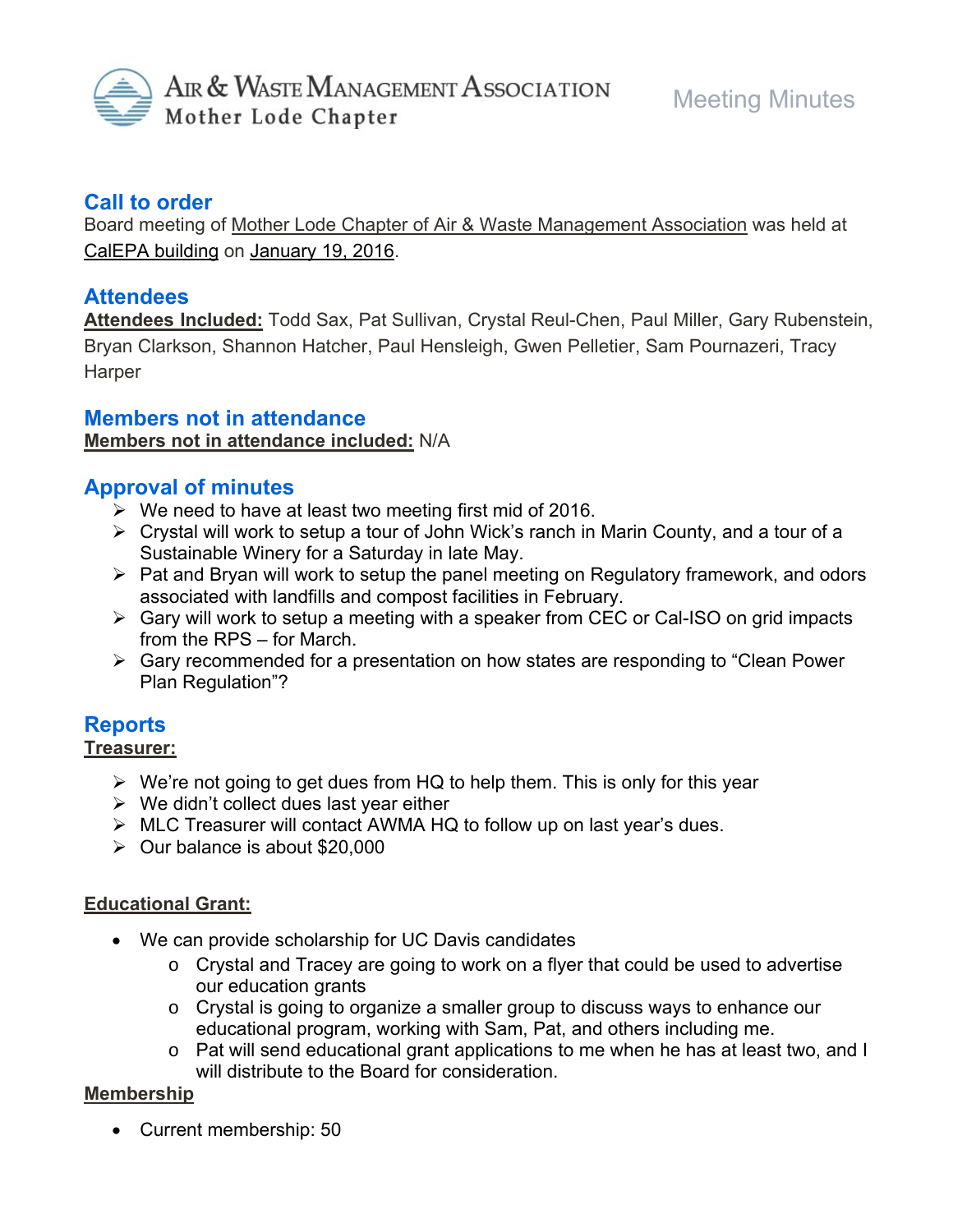# Air & Waste Management Association
## Mother Lode Chapter

Meeting Minutes

## Call to order

Board meeting of Mother Lode Chapter of Air & Waste Management Association was held at CalEPA building on January 19, 2016.

## Attendees

**Attendees Included:** Todd Sax, Pat Sullivan, Crystal Reul-Chen, Paul Miller, Gary Rubenstein, Bryan Clarkson, Shannon Hatcher, Paul Hensleigh, Gwen Pelletier, Sam Pournazeri, Tracy Harper

## Members not in attendance

**Members not in attendance included:** N/A

## Approval of minutes

- We need to have at least two meeting first mid of 2016.
- Crystal will work to setup a tour of John Wick's ranch in Marin County, and a tour of a Sustainable Winery for a Saturday in late May.
- Pat and Bryan will work to setup the panel meeting on Regulatory framework, and odors associated with landfills and compost facilities in February.
- Gary will work to setup a meeting with a speaker from CEC or Cal-ISO on grid impacts from the RPS – for March.
- Gary recommended for a presentation on how states are responding to "Clean Power Plan Regulation"?

## Reports

**Treasurer:**

- We're not going to get dues from HQ to help them. This is only for this year
- We didn't collect dues last year either
- MLC Treasurer will contact AWMA HQ to follow up on last year's dues.
- Our balance is about $20,000

**Educational Grant:**

- We can provide scholarship for UC Davis candidates
  - Crystal and Tracey are going to work on a flyer that could be used to advertise our education grants
  - Crystal is going to organize a smaller group to discuss ways to enhance our educational program, working with Sam, Pat, and others including me.
  - Pat will send educational grant applications to me when he has at least two, and I will distribute to the Board for consideration.

**Membership**

- Current membership: 50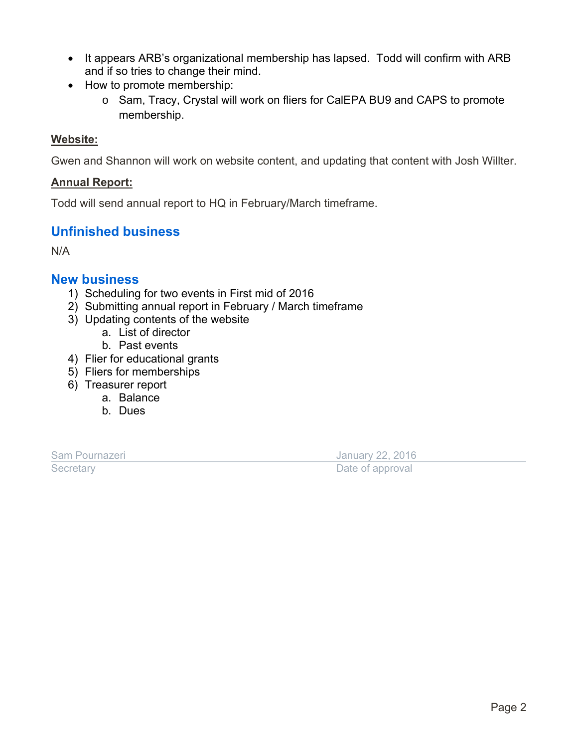- It appears ARB's organizational membership has lapsed. Todd will confirm with ARB and if so tries to change their mind.
- How to promote membership:
  - Sam, Tracy, Crystal will work on fliers for CalEPA BU9 and CAPS to promote membership.

**Website:**

Gwen and Shannon will work on website content, and updating that content with Josh Willter.

**Annual Report:**

Todd will send annual report to HQ in February/March timeframe.

## Unfinished business

N/A

## New business

1) Scheduling for two events in First mid of 2016
2) Submitting annual report in February / March timeframe
3) Updating contents of the website
   a. List of director
   b. Past events
4) Flier for educational grants
5) Fliers for memberships
6) Treasurer report
   a. Balance
   b. Dues

| | |
|---|---|
| Sam Pournazeri | January 22, 2016 |
| Secretary | Date of approval |